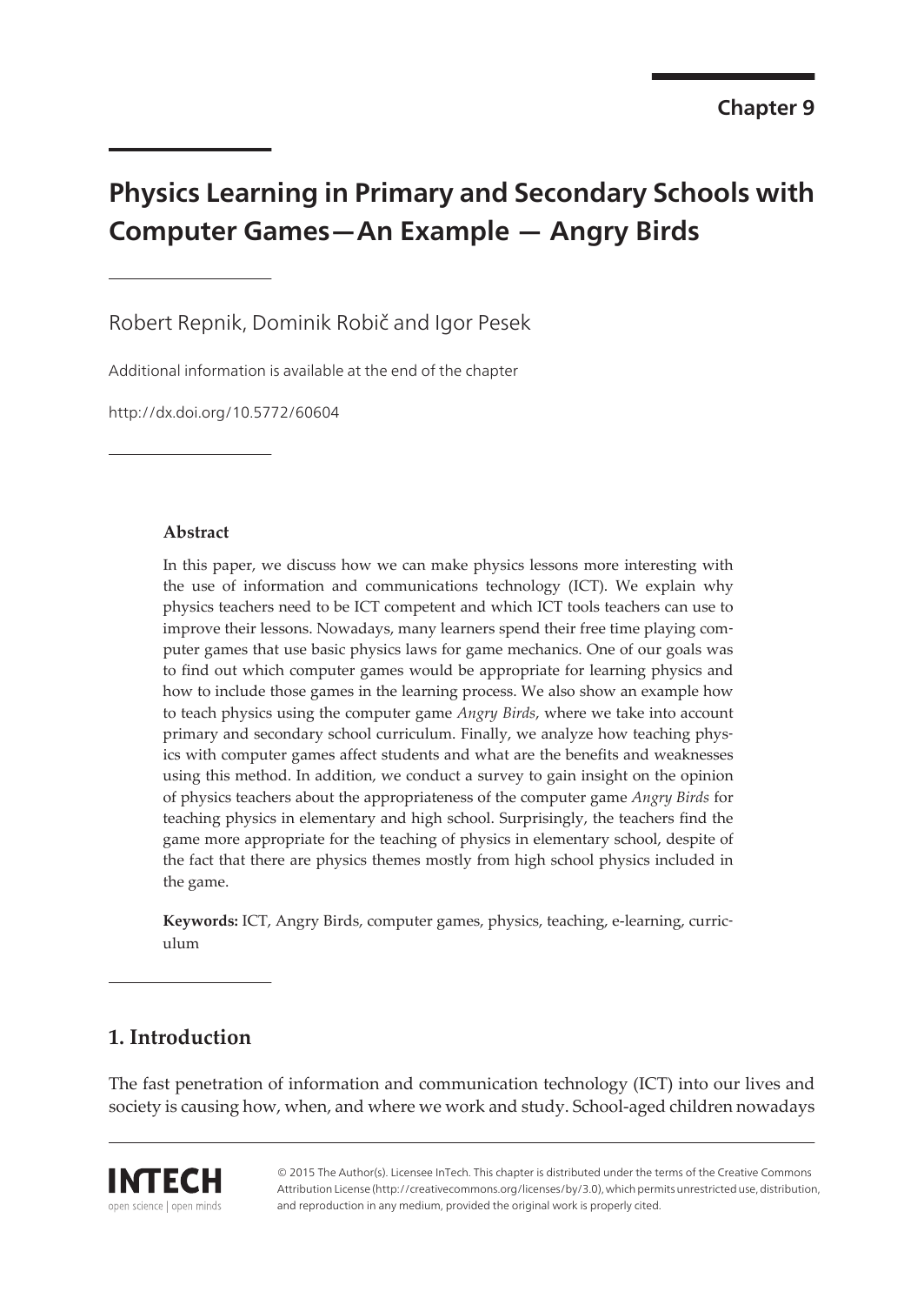Chapter 9

# Physics Learning in Primary and Secondary Schools with Computer Games—An Example — Angry Birds

Robert Repnik, Dominik Robič and Igor Pesek

Additional information is available at the end of the chapter

http://dx.doi.org/10.5772/60604

### Abstract

In this paper, we discuss how we can make physics lessons more interesting with the use of information and communications technology (ICT). We explain why physics teachers need to be ICT competent and which ICT tools teachers can use to improve their lessons. Nowadays, many learners spend their free time playing computer games that use basic physics laws for game mechanics. One of our goals was to find out which computer games would be appropriate for learning physics and how to include those games in the learning process. We also show an example how to teach physics using the computer game *Angry Birds*, where we take into account primary and secondary school curriculum. Finally, we analyze how teaching physics with computer games affect students and what are the benefits and weaknesses using this method. In addition, we conduct a survey to gain insight on the opinion of physics teachers about the appropriateness of the computer game *Angry Birds* for teaching physics in elementary and high school. Surprisingly, the teachers find the game more appropriate for the teaching of physics in elementary school, despite of the fact that there are physics themes mostly from high school physics included in the game.

**Keywords:** ICT, Angry Birds, computer games, physics, teaching, e-learning, curriculum

## 1. Introduction

The fast penetration of information and communication technology (ICT) into our lives and society is causing how, when, and where we work and study. School-aged children nowadays

© 2015 The Author(s). Licensee InTech. This chapter is distributed under the terms of the Creative Commons Attribution License (http://creativecommons.org/licenses/by/3.0), which permits unrestricted use, distribution, and reproduction in any medium, provided the original work is properly cited.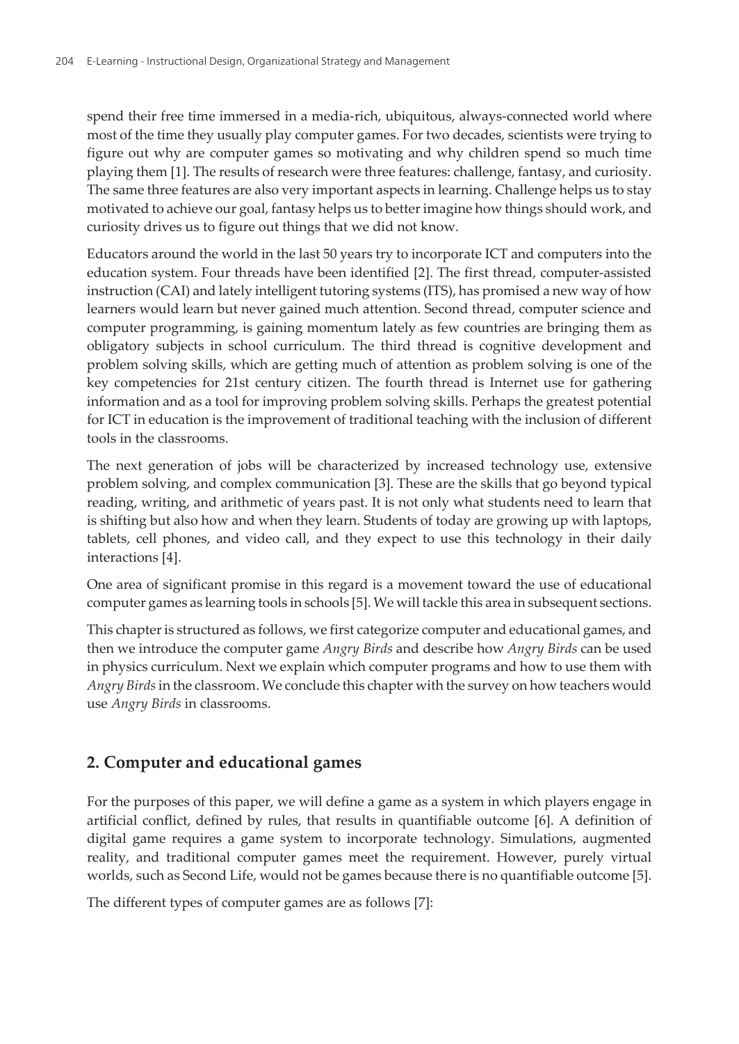spend their free time immersed in a media-rich, ubiquitous, always-connected world where most of the time they usually play computer games. For two decades, scientists were trying to figure out why are computer games so motivating and why children spend so much time playing them [1]. The results of research were three features: challenge, fantasy, and curiosity. The same three features are also very important aspects in learning. Challenge helps us to stay motivated to achieve our goal, fantasy helps us to better imagine how things should work, and curiosity drives us to figure out things that we did not know.

Educators around the world in the last 50 years try to incorporate ICT and computers into the education system. Four threads have been identified [2]. The first thread, computer-assisted instruction (CAI) and lately intelligent tutoring systems (ITS), has promised a new way of how learners would learn but never gained much attention. Second thread, computer science and computer programming, is gaining momentum lately as few countries are bringing them as obligatory subjects in school curriculum. The third thread is cognitive development and problem solving skills, which are getting much of attention as problem solving is one of the key competencies for 21st century citizen. The fourth thread is Internet use for gathering information and as a tool for improving problem solving skills. Perhaps the greatest potential for ICT in education is the improvement of traditional teaching with the inclusion of different tools in the classrooms.

The next generation of jobs will be characterized by increased technology use, extensive problem solving, and complex communication [3]. These are the skills that go beyond typical reading, writing, and arithmetic of years past. It is not only what students need to learn that is shifting but also how and when they learn. Students of today are growing up with laptops, tablets, cell phones, and video call, and they expect to use this technology in their daily interactions [4].

One area of significant promise in this regard is a movement toward the use of educational computer games as learning tools in schools [5]. We will tackle this area in subsequent sections.

This chapter is structured as follows, we first categorize computer and educational games, and then we introduce the computer game *Angry Birds* and describe how *Angry Birds* can be used in physics curriculum. Next we explain which computer programs and how to use them with *Angry Birds* in the classroom. We conclude this chapter with the survey on how teachers would use *Angry Birds* in classrooms.

## 2. Computer and educational games

For the purposes of this paper, we will define a game as a system in which players engage in artificial conflict, defined by rules, that results in quantifiable outcome [6]. A definition of digital game requires a game system to incorporate technology. Simulations, augmented reality, and traditional computer games meet the requirement. However, purely virtual worlds, such as Second Life, would not be games because there is no quantifiable outcome [5].

The different types of computer games are as follows [7]: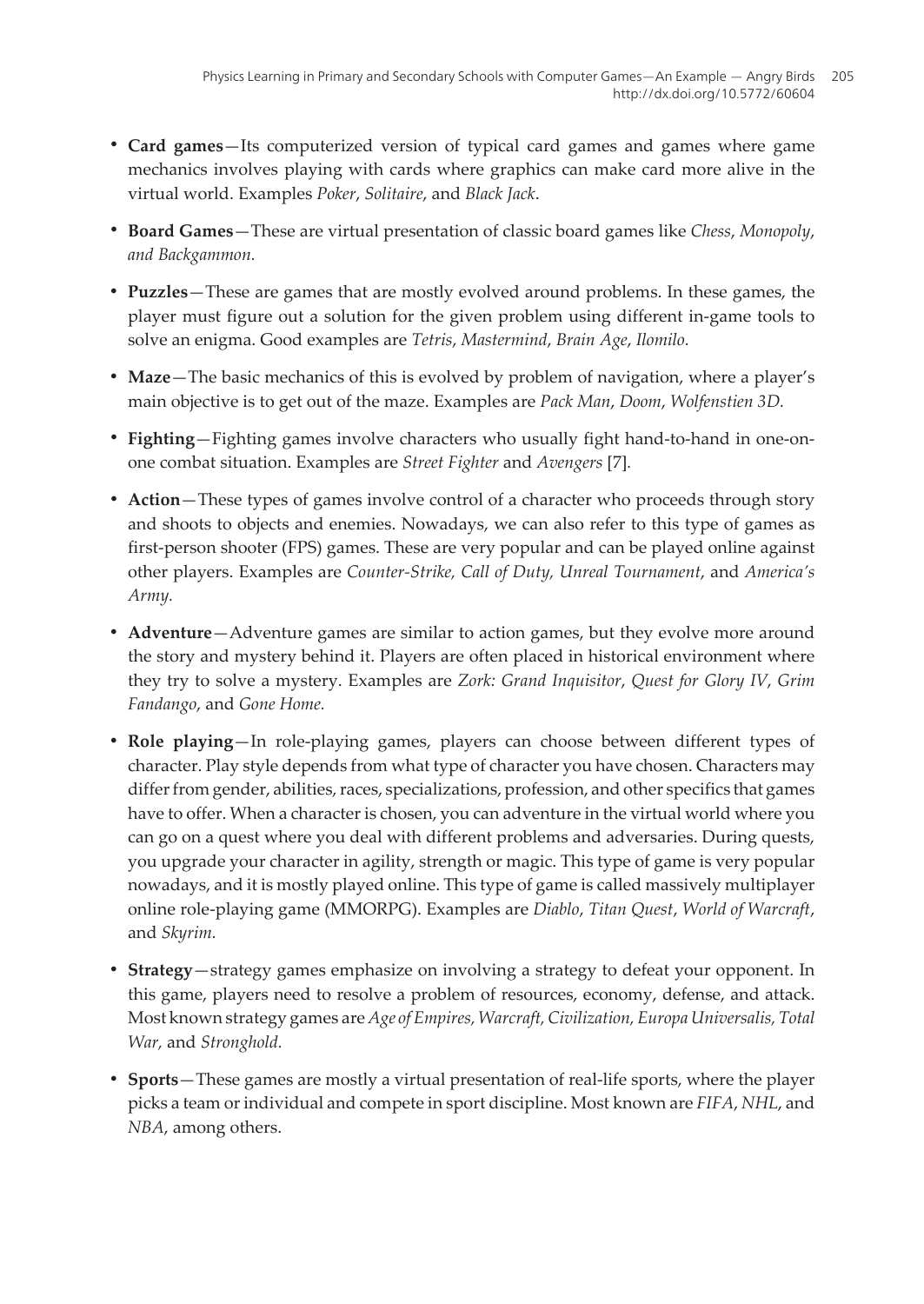- **Card games**—Its computerized version of typical card games and games where game mechanics involves playing with cards where graphics can make card more alive in the virtual world. Examples *Poker*, *Solitaire*, and *Black Jack*.
- **Board Games**—These are virtual presentation of classic board games like *Chess*, *Monopoly*, *and Backgammon.*
- **Puzzles**—These are games that are mostly evolved around problems. In these games, the player must figure out a solution for the given problem using different in-game tools to solve an enigma. Good examples are *Tetris*, *Mastermind*, *Brain Age*, *Ilomilo.*
- **Maze**—The basic mechanics of this is evolved by problem of navigation, where a player's main objective is to get out of the maze. Examples are *Pack Man*, *Doom*, *Wolfenstien 3D.*
- **Fighting**—Fighting games involve characters who usually fight hand-to-hand in one-on-one combat situation. Examples are *Street Fighter* and *Avengers* [7].
- **Action**—These types of games involve control of a character who proceeds through story and shoots to objects and enemies. Nowadays, we can also refer to this type of games as first-person shooter (FPS) games. These are very popular and can be played online against other players. Examples are *Counter-Strike, Call of Duty, Unreal Tournament*, and *America's Army.*
- **Adventure**—Adventure games are similar to action games, but they evolve more around the story and mystery behind it. Players are often placed in historical environment where they try to solve a mystery. Examples are *Zork: Grand Inquisitor*, *Quest for Glory IV*, *Grim Fandango*, and *Gone Home.*
- **Role playing**—In role-playing games, players can choose between different types of character. Play style depends from what type of character you have chosen. Characters may differ from gender, abilities, races, specializations, profession, and other specifics that games have to offer. When a character is chosen, you can adventure in the virtual world where you can go on a quest where you deal with different problems and adversaries. During quests, you upgrade your character in agility, strength or magic. This type of game is very popular nowadays, and it is mostly played online. This type of game is called massively multiplayer online role-playing game (MMORPG). Examples are *Diablo*, *Titan Quest*, *World of Warcraft*, and *Skyrim.*
- **Strategy**—strategy games emphasize on involving a strategy to defeat your opponent. In this game, players need to resolve a problem of resources, economy, defense, and attack. Most known strategy games are *Age of Empires, Warcraft, Civilization, Europa Universalis, Total War,* and *Stronghold.*
- **Sports**—These games are mostly a virtual presentation of real-life sports, where the player picks a team or individual and compete in sport discipline. Most known are *FIFA*, *NHL*, and *NBA*, among others.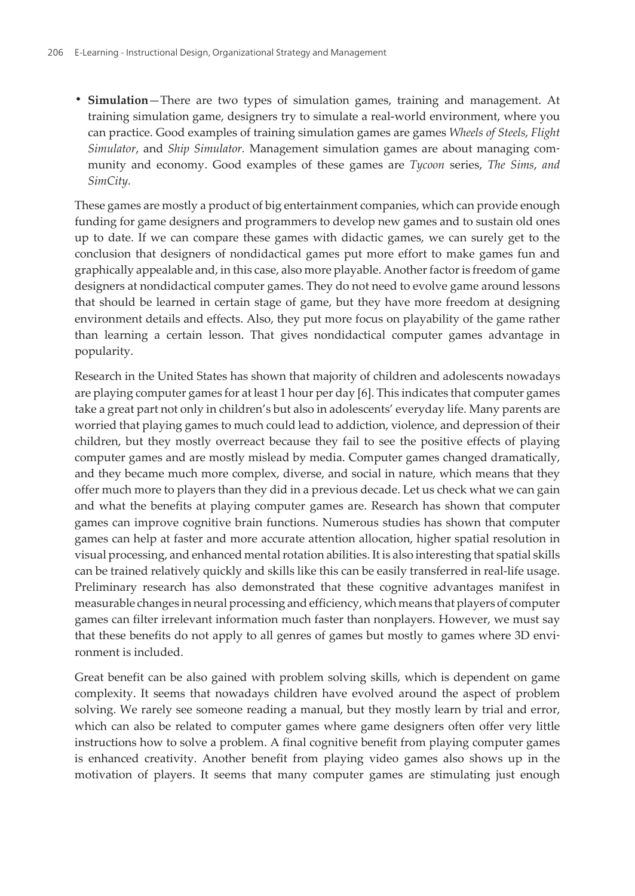- **Simulation**—There are two types of simulation games, training and management. At training simulation game, designers try to simulate a real-world environment, where you can practice. Good examples of training simulation games are games *Wheels of Steels*, *Flight Simulator*, and *Ship Simulator.* Management simulation games are about managing community and economy. Good examples of these games are *Tycoon* series, *The Sims*, *and SimCity.*

These games are mostly a product of big entertainment companies, which can provide enough funding for game designers and programmers to develop new games and to sustain old ones up to date. If we can compare these games with didactic games, we can surely get to the conclusion that designers of nondidactical games put more effort to make games fun and graphically appealable and, in this case, also more playable. Another factor is freedom of game designers at nondidactical computer games. They do not need to evolve game around lessons that should be learned in certain stage of game, but they have more freedom at designing environment details and effects. Also, they put more focus on playability of the game rather than learning a certain lesson. That gives nondidactical computer games advantage in popularity.

Research in the United States has shown that majority of children and adolescents nowadays are playing computer games for at least 1 hour per day [6]. This indicates that computer games take a great part not only in children's but also in adolescents' everyday life. Many parents are worried that playing games to much could lead to addiction, violence, and depression of their children, but they mostly overreact because they fail to see the positive effects of playing computer games and are mostly mislead by media. Computer games changed dramatically, and they became much more complex, diverse, and social in nature, which means that they offer much more to players than they did in a previous decade. Let us check what we can gain and what the benefits at playing computer games are. Research has shown that computer games can improve cognitive brain functions. Numerous studies has shown that computer games can help at faster and more accurate attention allocation, higher spatial resolution in visual processing, and enhanced mental rotation abilities. It is also interesting that spatial skills can be trained relatively quickly and skills like this can be easily transferred in real-life usage. Preliminary research has also demonstrated that these cognitive advantages manifest in measurable changes in neural processing and efficiency, which means that players of computer games can filter irrelevant information much faster than nonplayers. However, we must say that these benefits do not apply to all genres of games but mostly to games where 3D environment is included.

Great benefit can be also gained with problem solving skills, which is dependent on game complexity. It seems that nowadays children have evolved around the aspect of problem solving. We rarely see someone reading a manual, but they mostly learn by trial and error, which can also be related to computer games where game designers often offer very little instructions how to solve a problem. A final cognitive benefit from playing computer games is enhanced creativity. Another benefit from playing video games also shows up in the motivation of players. It seems that many computer games are stimulating just enough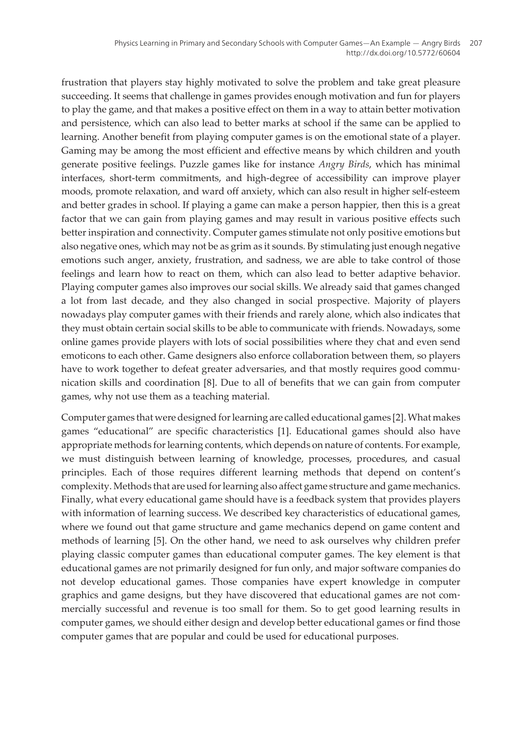frustration that players stay highly motivated to solve the problem and take great pleasure succeeding. It seems that challenge in games provides enough motivation and fun for players to play the game, and that makes a positive effect on them in a way to attain better motivation and persistence, which can also lead to better marks at school if the same can be applied to learning. Another benefit from playing computer games is on the emotional state of a player. Gaming may be among the most efficient and effective means by which children and youth generate positive feelings. Puzzle games like for instance *Angry Birds*, which has minimal interfaces, short-term commitments, and high-degree of accessibility can improve player moods, promote relaxation, and ward off anxiety, which can also result in higher self-esteem and better grades in school. If playing a game can make a person happier, then this is a great factor that we can gain from playing games and may result in various positive effects such better inspiration and connectivity. Computer games stimulate not only positive emotions but also negative ones, which may not be as grim as it sounds. By stimulating just enough negative emotions such anger, anxiety, frustration, and sadness, we are able to take control of those feelings and learn how to react on them, which can also lead to better adaptive behavior. Playing computer games also improves our social skills. We already said that games changed a lot from last decade, and they also changed in social prospective. Majority of players nowadays play computer games with their friends and rarely alone, which also indicates that they must obtain certain social skills to be able to communicate with friends. Nowadays, some online games provide players with lots of social possibilities where they chat and even send emoticons to each other. Game designers also enforce collaboration between them, so players have to work together to defeat greater adversaries, and that mostly requires good communication skills and coordination [8]. Due to all of benefits that we can gain from computer games, why not use them as a teaching material.

Computer games that were designed for learning are called educational games [2]. What makes games "educational" are specific characteristics [1]. Educational games should also have appropriate methods for learning contents, which depends on nature of contents. For example, we must distinguish between learning of knowledge, processes, procedures, and casual principles. Each of those requires different learning methods that depend on content's complexity. Methods that are used for learning also affect game structure and game mechanics. Finally, what every educational game should have is a feedback system that provides players with information of learning success. We described key characteristics of educational games, where we found out that game structure and game mechanics depend on game content and methods of learning [5]. On the other hand, we need to ask ourselves why children prefer playing classic computer games than educational computer games. The key element is that educational games are not primarily designed for fun only, and major software companies do not develop educational games. Those companies have expert knowledge in computer graphics and game designs, but they have discovered that educational games are not commercially successful and revenue is too small for them. So to get good learning results in computer games, we should either design and develop better educational games or find those computer games that are popular and could be used for educational purposes.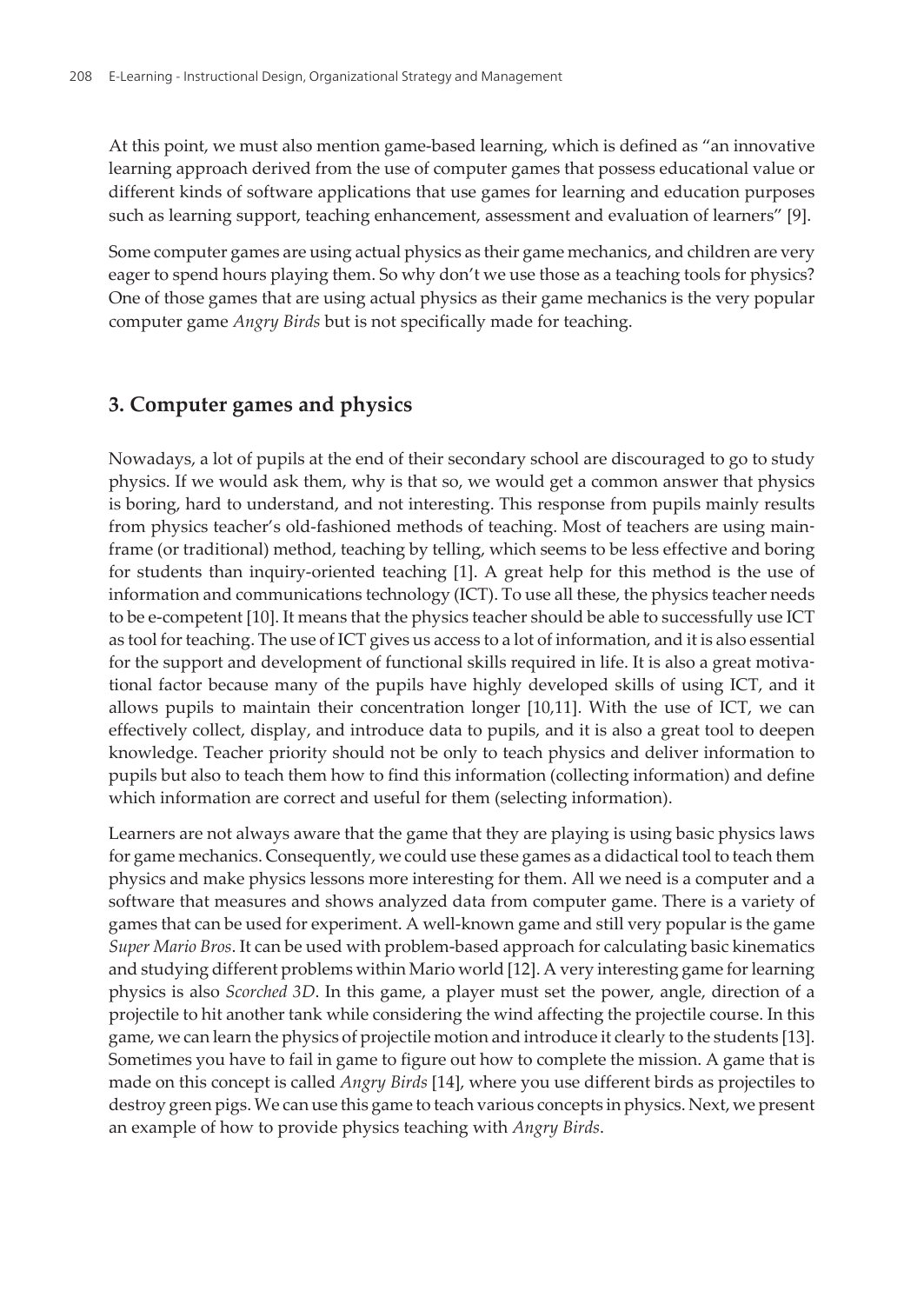At this point, we must also mention game-based learning, which is defined as "an innovative learning approach derived from the use of computer games that possess educational value or different kinds of software applications that use games for learning and education purposes such as learning support, teaching enhancement, assessment and evaluation of learners" [9].

Some computer games are using actual physics as their game mechanics, and children are very eager to spend hours playing them. So why don't we use those as a teaching tools for physics? One of those games that are using actual physics as their game mechanics is the very popular computer game *Angry Birds* but is not specifically made for teaching.

## 3. Computer games and physics

Nowadays, a lot of pupils at the end of their secondary school are discouraged to go to study physics. If we would ask them, why is that so, we would get a common answer that physics is boring, hard to understand, and not interesting. This response from pupils mainly results from physics teacher's old-fashioned methods of teaching. Most of teachers are using mainframe (or traditional) method, teaching by telling, which seems to be less effective and boring for students than inquiry-oriented teaching [1]. A great help for this method is the use of information and communications technology (ICT). To use all these, the physics teacher needs to be e-competent [10]. It means that the physics teacher should be able to successfully use ICT as tool for teaching. The use of ICT gives us access to a lot of information, and it is also essential for the support and development of functional skills required in life. It is also a great motivational factor because many of the pupils have highly developed skills of using ICT, and it allows pupils to maintain their concentration longer [10,11]. With the use of ICT, we can effectively collect, display, and introduce data to pupils, and it is also a great tool to deepen knowledge. Teacher priority should not be only to teach physics and deliver information to pupils but also to teach them how to find this information (collecting information) and define which information are correct and useful for them (selecting information).

Learners are not always aware that the game that they are playing is using basic physics laws for game mechanics. Consequently, we could use these games as a didactical tool to teach them physics and make physics lessons more interesting for them. All we need is a computer and a software that measures and shows analyzed data from computer game. There is a variety of games that can be used for experiment. A well-known game and still very popular is the game *Super Mario Bros*. It can be used with problem-based approach for calculating basic kinematics and studying different problems within Mario world [12]. A very interesting game for learning physics is also *Scorched 3D*. In this game, a player must set the power, angle, direction of a projectile to hit another tank while considering the wind affecting the projectile course. In this game, we can learn the physics of projectile motion and introduce it clearly to the students [13]. Sometimes you have to fail in game to figure out how to complete the mission. A game that is made on this concept is called *Angry Birds* [14], where you use different birds as projectiles to destroy green pigs. We can use this game to teach various concepts in physics. Next, we present an example of how to provide physics teaching with *Angry Birds*.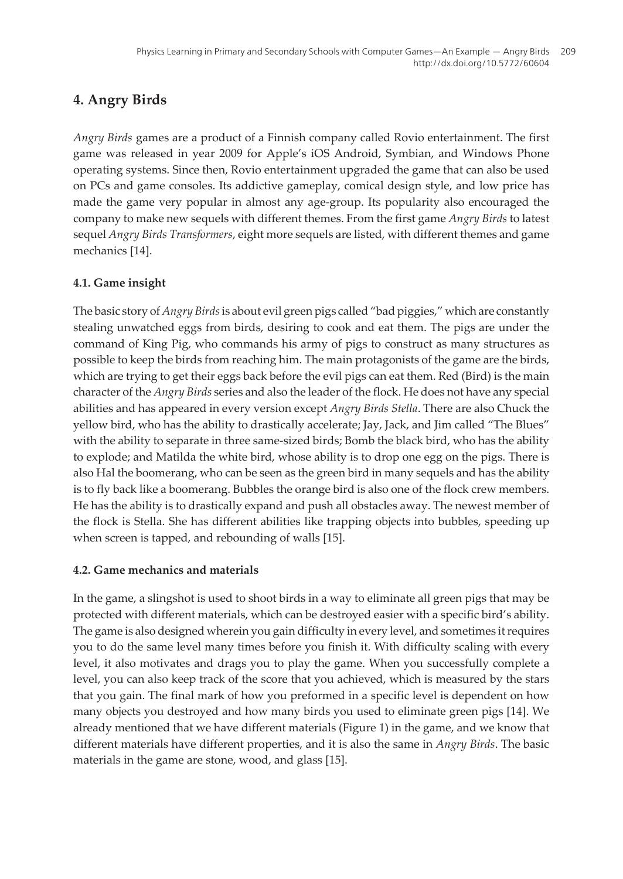## 4. Angry Birds

*Angry Birds* games are a product of a Finnish company called Rovio entertainment. The first game was released in year 2009 for Apple's iOS Android, Symbian, and Windows Phone operating systems. Since then, Rovio entertainment upgraded the game that can also be used on PCs and game consoles. Its addictive gameplay, comical design style, and low price has made the game very popular in almost any age-group. Its popularity also encouraged the company to make new sequels with different themes. From the first game *Angry Birds* to latest sequel *Angry Birds Transformers*, eight more sequels are listed, with different themes and game mechanics [14].

### 4.1. Game insight

The basic story of *Angry Birds* is about evil green pigs called "bad piggies," which are constantly stealing unwatched eggs from birds, desiring to cook and eat them. The pigs are under the command of King Pig, who commands his army of pigs to construct as many structures as possible to keep the birds from reaching him. The main protagonists of the game are the birds, which are trying to get their eggs back before the evil pigs can eat them. Red (Bird) is the main character of the *Angry Birds* series and also the leader of the flock. He does not have any special abilities and has appeared in every version except *Angry Birds Stella*. There are also Chuck the yellow bird, who has the ability to drastically accelerate; Jay, Jack, and Jim called "The Blues" with the ability to separate in three same-sized birds; Bomb the black bird, who has the ability to explode; and Matilda the white bird, whose ability is to drop one egg on the pigs. There is also Hal the boomerang, who can be seen as the green bird in many sequels and has the ability is to fly back like a boomerang. Bubbles the orange bird is also one of the flock crew members. He has the ability is to drastically expand and push all obstacles away. The newest member of the flock is Stella. She has different abilities like trapping objects into bubbles, speeding up when screen is tapped, and rebounding of walls [15].

### 4.2. Game mechanics and materials

In the game, a slingshot is used to shoot birds in a way to eliminate all green pigs that may be protected with different materials, which can be destroyed easier with a specific bird's ability. The game is also designed wherein you gain difficulty in every level, and sometimes it requires you to do the same level many times before you finish it. With difficulty scaling with every level, it also motivates and drags you to play the game. When you successfully complete a level, you can also keep track of the score that you achieved, which is measured by the stars that you gain. The final mark of how you preformed in a specific level is dependent on how many objects you destroyed and how many birds you used to eliminate green pigs [14]. We already mentioned that we have different materials (Figure 1) in the game, and we know that different materials have different properties, and it is also the same in *Angry Birds*. The basic materials in the game are stone, wood, and glass [15].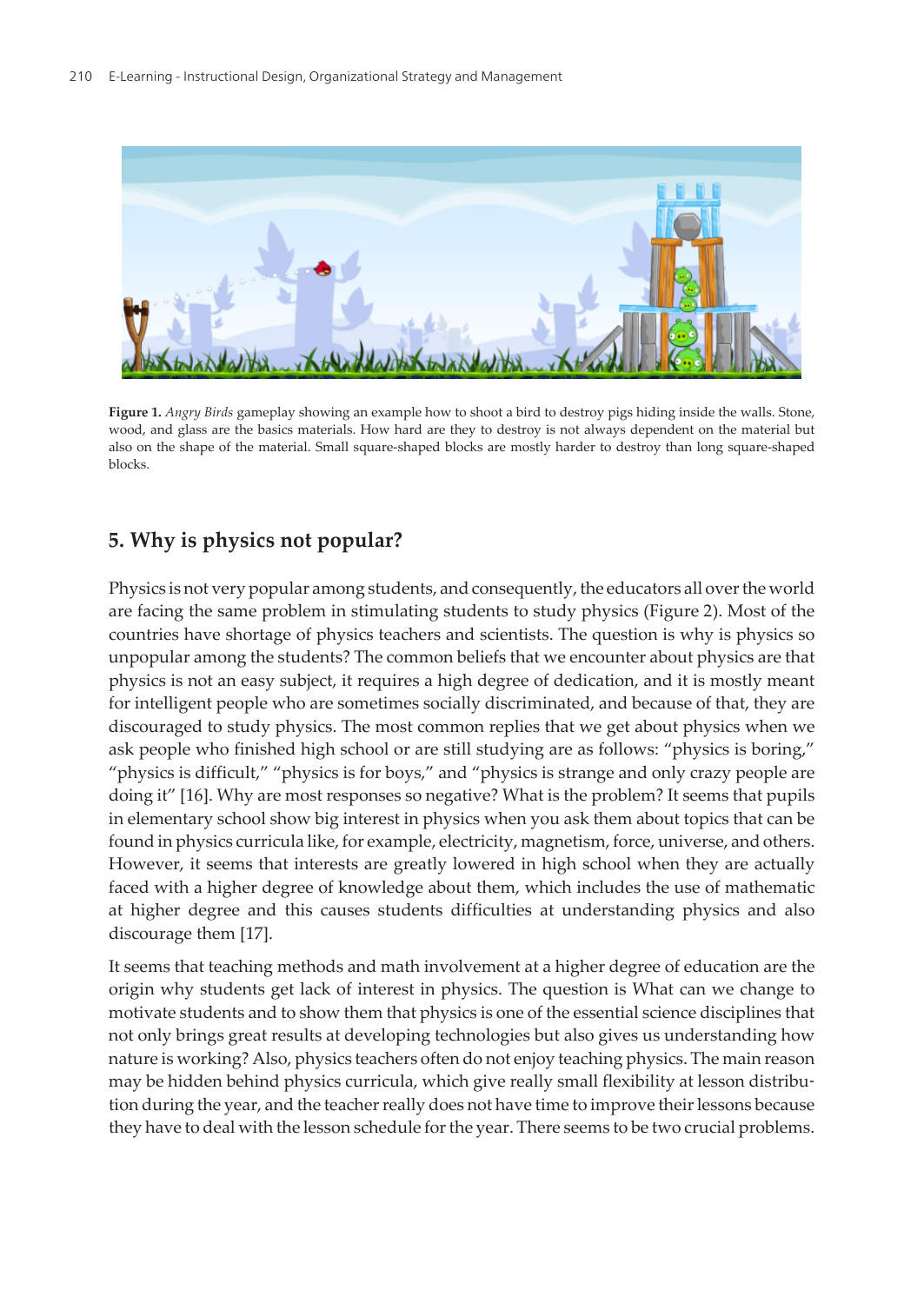**Figure 1.** *Angry Birds* gameplay showing an example how to shoot a bird to destroy pigs hiding inside the walls. Stone, wood, and glass are the basics materials. How hard are they to destroy is not always dependent on the material but also on the shape of the material. Small square-shaped blocks are mostly harder to destroy than long square-shaped blocks.

## 5. Why is physics not popular?

Physics is not very popular among students, and consequently, the educators all over the world are facing the same problem in stimulating students to study physics (Figure 2). Most of the countries have shortage of physics teachers and scientists. The question is why is physics so unpopular among the students? The common beliefs that we encounter about physics are that physics is not an easy subject, it requires a high degree of dedication, and it is mostly meant for intelligent people who are sometimes socially discriminated, and because of that, they are discouraged to study physics. The most common replies that we get about physics when we ask people who finished high school or are still studying are as follows: "physics is boring," "physics is difficult," "physics is for boys," and "physics is strange and only crazy people are doing it" [16]. Why are most responses so negative? What is the problem? It seems that pupils in elementary school show big interest in physics when you ask them about topics that can be found in physics curricula like, for example, electricity, magnetism, force, universe, and others. However, it seems that interests are greatly lowered in high school when they are actually faced with a higher degree of knowledge about them, which includes the use of mathematic at higher degree and this causes students difficulties at understanding physics and also discourage them [17].

It seems that teaching methods and math involvement at a higher degree of education are the origin why students get lack of interest in physics. The question is What can we change to motivate students and to show them that physics is one of the essential science disciplines that not only brings great results at developing technologies but also gives us understanding how nature is working? Also, physics teachers often do not enjoy teaching physics. The main reason may be hidden behind physics curricula, which give really small flexibility at lesson distribution during the year, and the teacher really does not have time to improve their lessons because they have to deal with the lesson schedule for the year. There seems to be two crucial problems.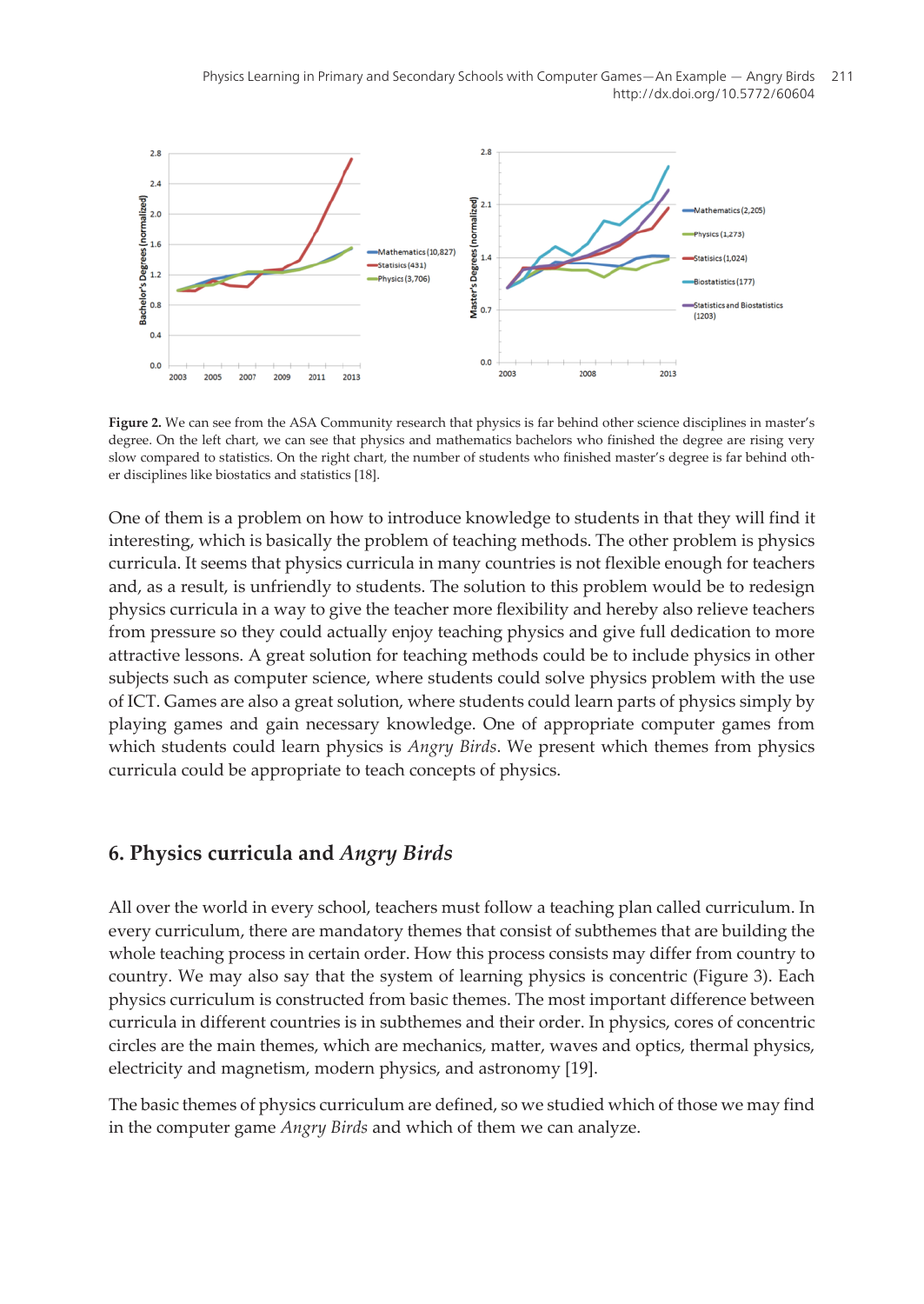**Figure 2.** We can see from the ASA Community research that physics is far behind other science disciplines in master's degree. On the left chart, we can see that physics and mathematics bachelors who finished the degree are rising very slow compared to statistics. On the right chart, the number of students who finished master's degree is far behind other disciplines like biostatics and statistics [18].

One of them is a problem on how to introduce knowledge to students in that they will find it interesting, which is basically the problem of teaching methods. The other problem is physics curricula. It seems that physics curricula in many countries is not flexible enough for teachers and, as a result, is unfriendly to students. The solution to this problem would be to redesign physics curricula in a way to give the teacher more flexibility and hereby also relieve teachers from pressure so they could actually enjoy teaching physics and give full dedication to more attractive lessons. A great solution for teaching methods could be to include physics in other subjects such as computer science, where students could solve physics problem with the use of ICT. Games are also a great solution, where students could learn parts of physics simply by playing games and gain necessary knowledge. One of appropriate computer games from which students could learn physics is *Angry Birds*. We present which themes from physics curricula could be appropriate to teach concepts of physics.

## 6. Physics curricula and *Angry Birds*

All over the world in every school, teachers must follow a teaching plan called curriculum. In every curriculum, there are mandatory themes that consist of subthemes that are building the whole teaching process in certain order. How this process consists may differ from country to country. We may also say that the system of learning physics is concentric (Figure 3). Each physics curriculum is constructed from basic themes. The most important difference between curricula in different countries is in subthemes and their order. In physics, cores of concentric circles are the main themes, which are mechanics, matter, waves and optics, thermal physics, electricity and magnetism, modern physics, and astronomy [19].

The basic themes of physics curriculum are defined, so we studied which of those we may find in the computer game *Angry Birds* and which of them we can analyze.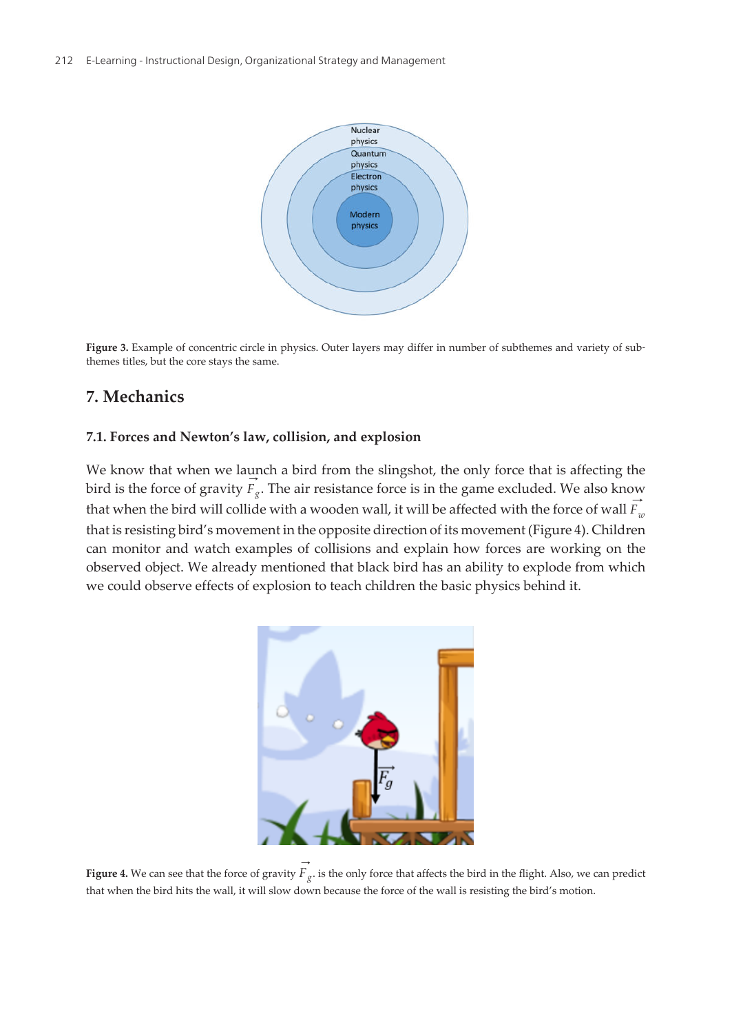Figure 3. Example of concentric circle in physics. Outer layers may differ in number of subthemes and variety of subthemes titles, but the core stays the same.

## 7. Mechanics

### 7.1. Forces and Newton's law, collision, and explosion

We know that when we launch a bird from the slingshot, the only force that is affecting the bird is the force of gravity $\vec{F}_g$. The air resistance force is in the game excluded. We also know that when the bird will collide with a wooden wall, it will be affected with the force of wall $\vec{F}_w$ that is resisting bird's movement in the opposite direction of its movement (Figure 4). Children can monitor and watch examples of collisions and explain how forces are working on the observed object. We already mentioned that black bird has an ability to explode from which we could observe effects of explosion to teach children the basic physics behind it.

**Figure 4.** We can see that the force of gravity $\vec{F}_g$ is the only force that affects the bird in the flight. Also, we can predict that when the bird hits the wall, it will slow down because the force of the wall is resisting the bird's motion.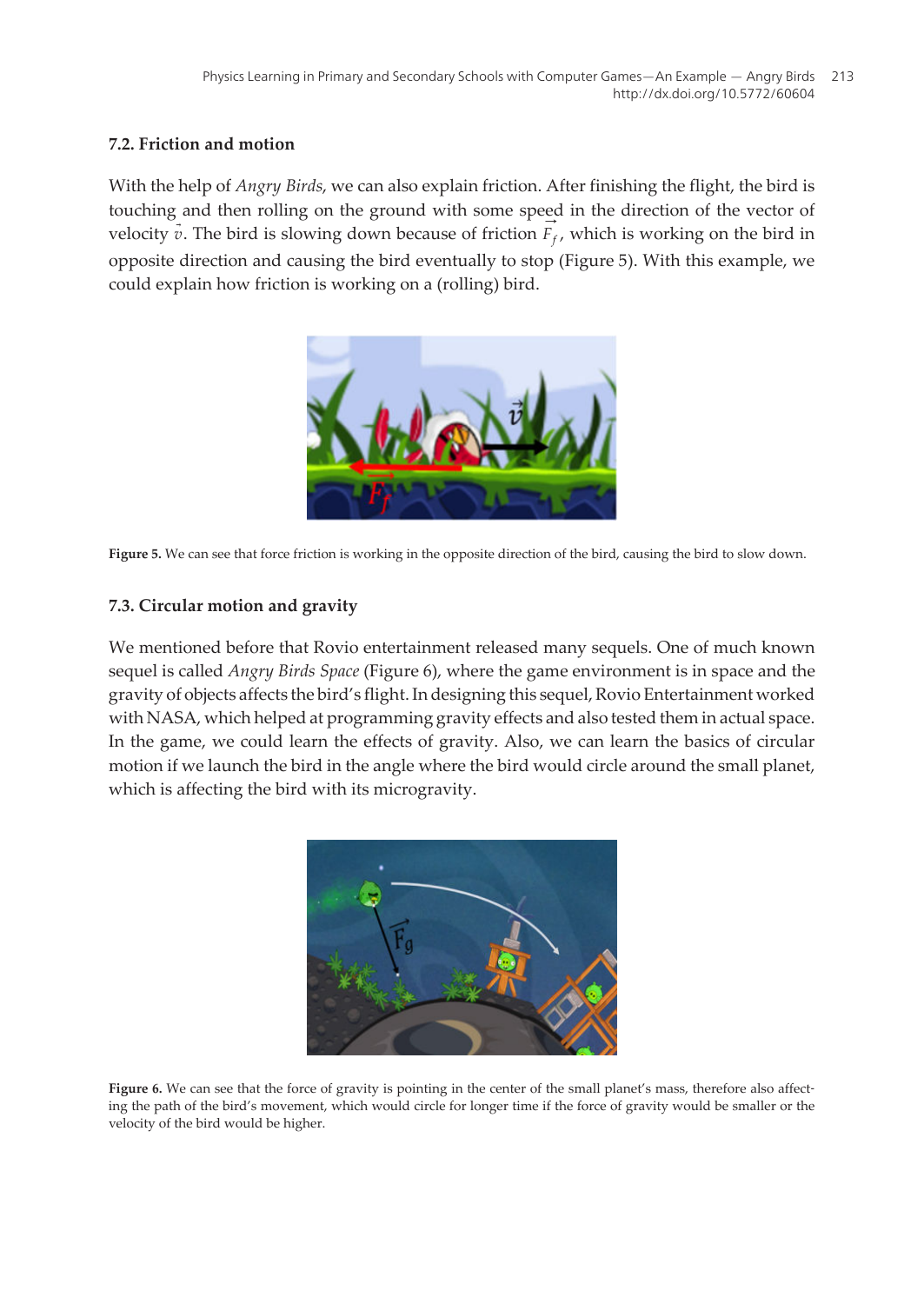### 7.2. Friction and motion

With the help of *Angry Birds*, we can also explain friction. After finishing the flight, the bird is touching and then rolling on the ground with some speed in the direction of the vector of velocity $\vec{v}$. The bird is slowing down because of friction $\vec{F}_f$, which is working on the bird in opposite direction and causing the bird eventually to stop (Figure 5). With this example, we could explain how friction is working on a (rolling) bird.

**Figure 5.** We can see that force friction is working in the opposite direction of the bird, causing the bird to slow down.

### 7.3. Circular motion and gravity

We mentioned before that Rovio entertainment released many sequels. One of much known sequel is called *Angry Birds Space* (Figure 6), where the game environment is in space and the gravity of objects affects the bird's flight. In designing this sequel, Rovio Entertainment worked with NASA, which helped at programming gravity effects and also tested them in actual space. In the game, we could learn the effects of gravity. Also, we can learn the basics of circular motion if we launch the bird in the angle where the bird would circle around the small planet, which is affecting the bird with its microgravity.

**Figure 6.** We can see that the force of gravity is pointing in the center of the small planet's mass, therefore also affecting the path of the bird's movement, which would circle for longer time if the force of gravity would be smaller or the velocity of the bird would be higher.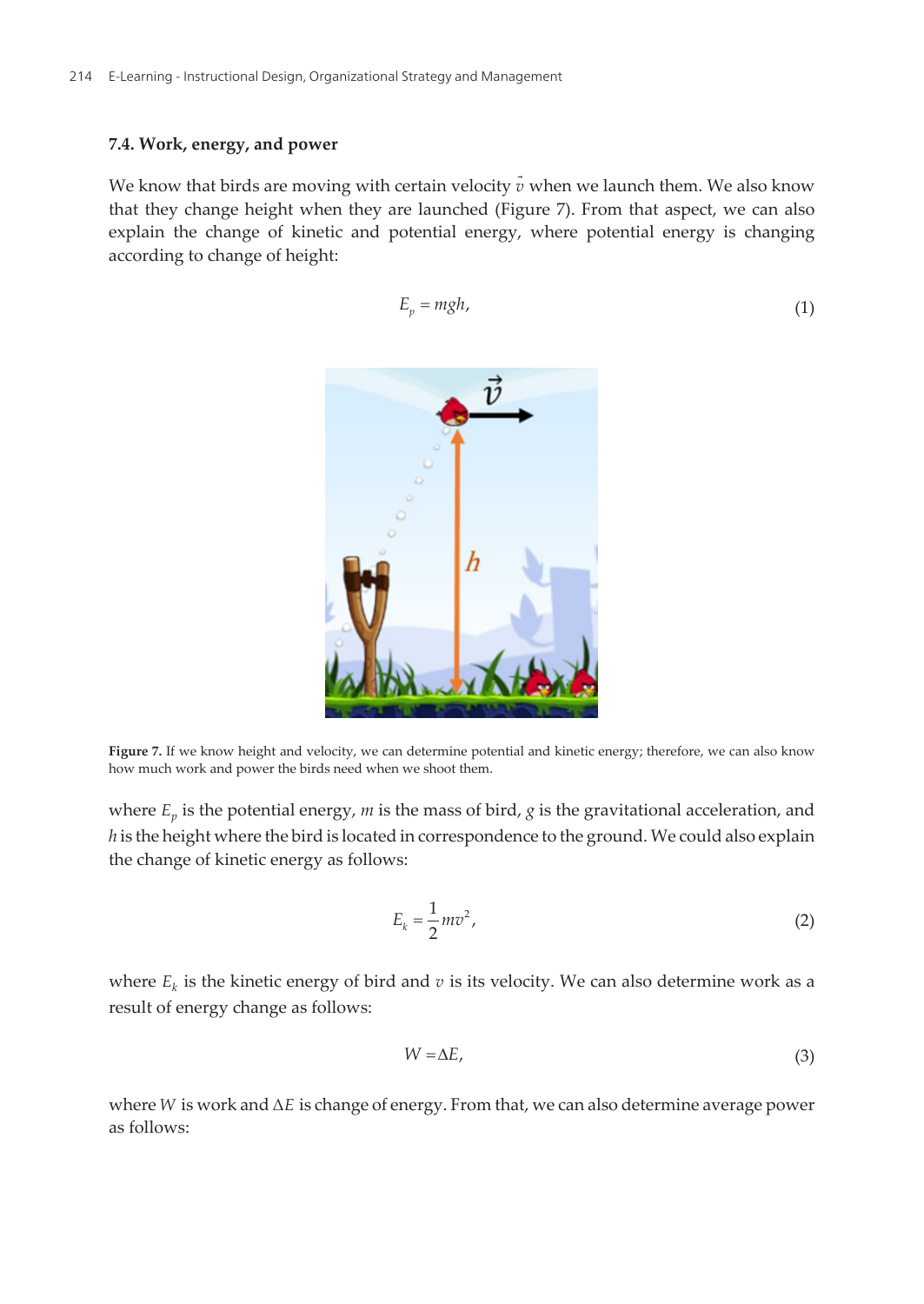### 7.4. Work, energy, and power

We know that birds are moving with certain velocity $\vec{v}$ when we launch them. We also know that they change height when they are launched (Figure 7). From that aspect, we can also explain the change of kinetic and potential energy, where potential energy is changing according to change of height:

$$E_p = mgh, \tag{1}$$

**Figure 7.** If we know height and velocity, we can determine potential and kinetic energy; therefore, we can also know how much work and power the birds need when we shoot them.

where $E_p$ is the potential energy, $m$ is the mass of bird, $g$ is the gravitational acceleration, and $h$ is the height where the bird is located in correspondence to the ground. We could also explain the change of kinetic energy as follows:

$$E_k = \frac{1}{2}mv^2, \tag{2}$$

where $E_k$ is the kinetic energy of bird and $v$ is its velocity. We can also determine work as a result of energy change as follows:

$$W = \Delta E, \tag{3}$$

where $W$ is work and $\Delta E$ is change of energy. From that, we can also determine average power as follows: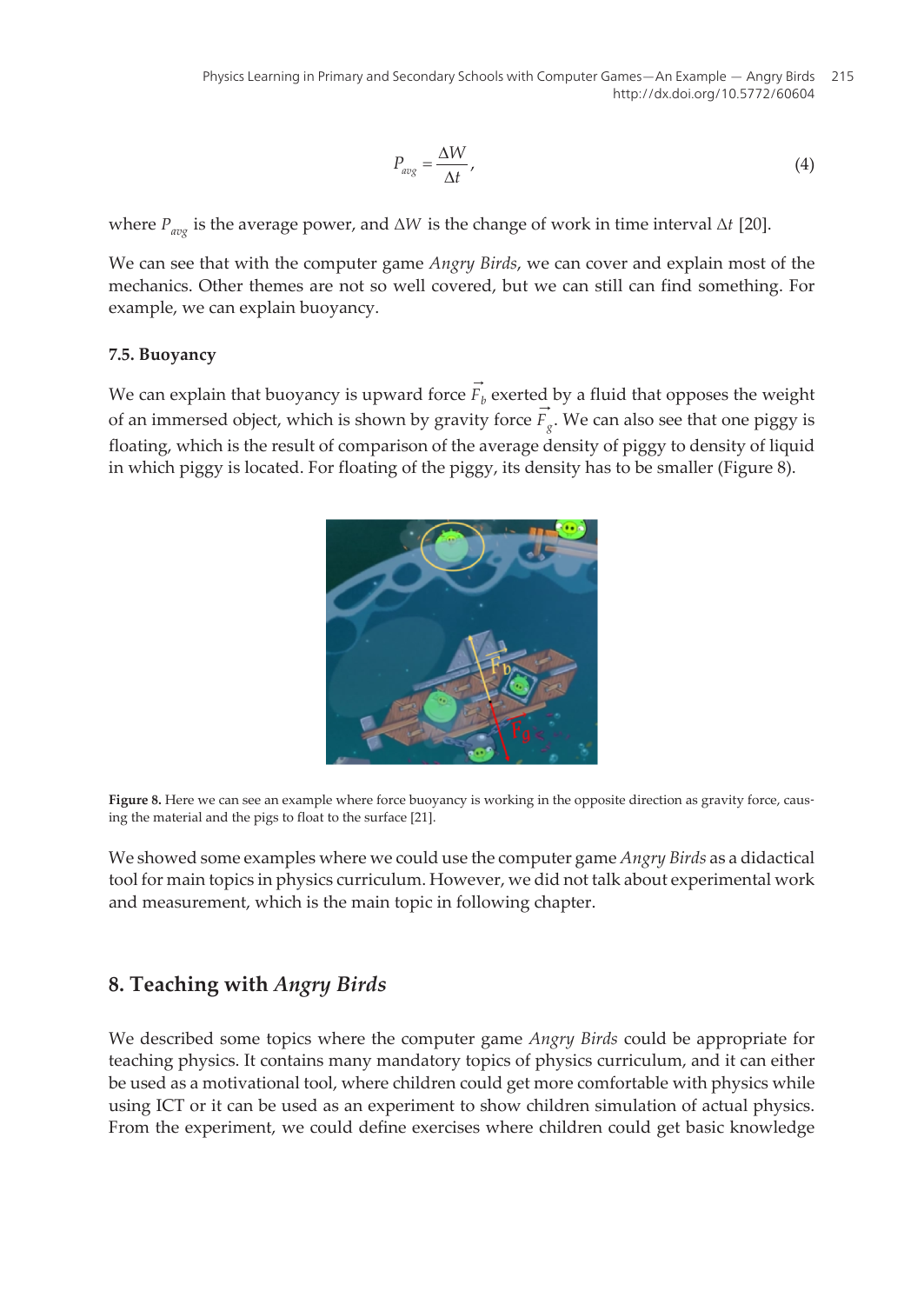$$P_{avg} = \frac{\Delta W}{\Delta t}, \tag{4}$$

where $P_{avg}$ is the average power, and $\Delta W$ is the change of work in time interval $\Delta t$ [20].

We can see that with the computer game *Angry Birds*, we can cover and explain most of the mechanics. Other themes are not so well covered, but we can still can find something. For example, we can explain buoyancy.

### 7.5. Buoyancy

We can explain that buoyancy is upward force $\vec{F}_b$ exerted by a fluid that opposes the weight of an immersed object, which is shown by gravity force $\vec{F}_g$. We can also see that one piggy is floating, which is the result of comparison of the average density of piggy to density of liquid in which piggy is located. For floating of the piggy, its density has to be smaller (Figure 8).

**Figure 8.** Here we can see an example where force buoyancy is working in the opposite direction as gravity force, causing the material and the pigs to float to the surface [21].

We showed some examples where we could use the computer game *Angry Birds* as a didactical tool for main topics in physics curriculum. However, we did not talk about experimental work and measurement, which is the main topic in following chapter.

## 8. Teaching with *Angry Birds*

We described some topics where the computer game *Angry Birds* could be appropriate for teaching physics. It contains many mandatory topics of physics curriculum, and it can either be used as a motivational tool, where children could get more comfortable with physics while using ICT or it can be used as an experiment to show children simulation of actual physics. From the experiment, we could define exercises where children could get basic knowledge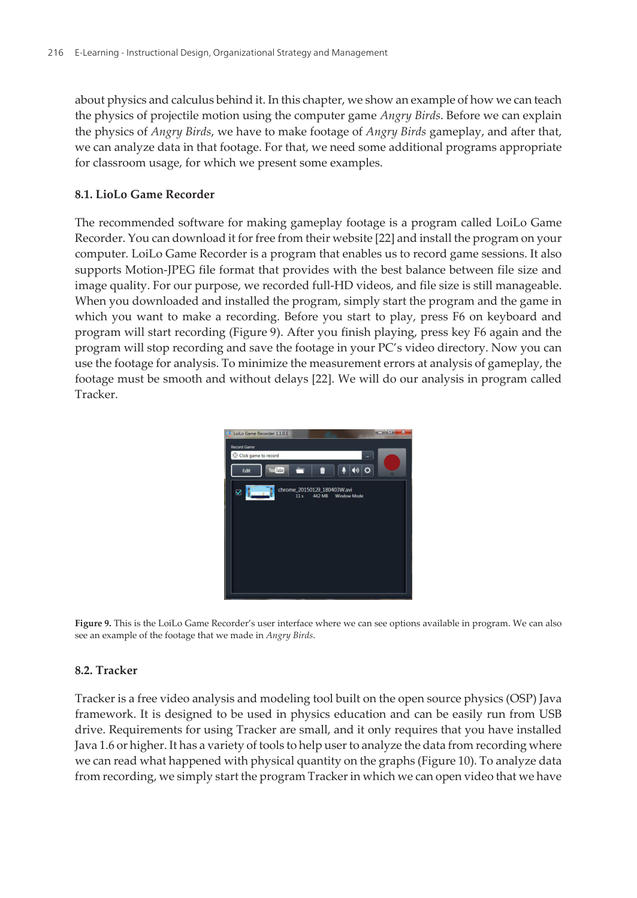about physics and calculus behind it. In this chapter, we show an example of how we can teach the physics of projectile motion using the computer game *Angry Birds*. Before we can explain the physics of *Angry Birds*, we have to make footage of *Angry Birds* gameplay, and after that, we can analyze data in that footage. For that, we need some additional programs appropriate for classroom usage, for which we present some examples.

### 8.1. LioLo Game Recorder

The recommended software for making gameplay footage is a program called LoiLo Game Recorder. You can download it for free from their website [22] and install the program on your computer. LoiLo Game Recorder is a program that enables us to record game sessions. It also supports Motion-JPEG file format that provides with the best balance between file size and image quality. For our purpose, we recorded full-HD videos, and file size is still manageable. When you downloaded and installed the program, simply start the program and the game in which you want to make a recording. Before you start to play, press F6 on keyboard and program will start recording (Figure 9). After you finish playing, press key F6 again and the program will stop recording and save the footage in your PC's video directory. Now you can use the footage for analysis. To minimize the measurement errors at analysis of gameplay, the footage must be smooth and without delays [22]. We will do our analysis in program called Tracker.

**Figure 9.** This is the LoiLo Game Recorder's user interface where we can see options available in program. We can also see an example of the footage that we made in *Angry Birds*.

### 8.2. Tracker

Tracker is a free video analysis and modeling tool built on the open source physics (OSP) Java framework. It is designed to be used in physics education and can be easily run from USB drive. Requirements for using Tracker are small, and it only requires that you have installed Java 1.6 or higher. It has a variety of tools to help user to analyze the data from recording where we can read what happened with physical quantity on the graphs (Figure 10). To analyze data from recording, we simply start the program Tracker in which we can open video that we have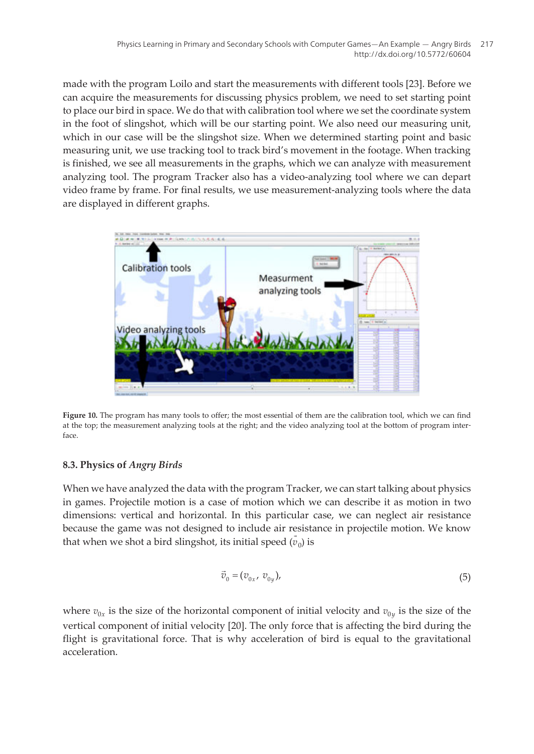made with the program Loilo and start the measurements with different tools [23]. Before we can acquire the measurements for discussing physics problem, we need to set starting point to place our bird in space. We do that with calibration tool where we set the coordinate system in the foot of slingshot, which will be our starting point. We also need our measuring unit, which in our case will be the slingshot size. When we determined starting point and basic measuring unit, we use tracking tool to track bird's movement in the footage. When tracking is finished, we see all measurements in the graphs, which we can analyze with measurement analyzing tool. The program Tracker also has a video-analyzing tool where we can depart video frame by frame. For final results, we use measurement-analyzing tools where the data are displayed in different graphs.

**Figure 10.** The program has many tools to offer; the most essential of them are the calibration tool, which we can find at the top; the measurement analyzing tools at the right; and the video analyzing tool at the bottom of program interface.

### 8.3. Physics of *Angry Birds*

When we have analyzed the data with the program Tracker, we can start talking about physics in games. Projectile motion is a case of motion which we can describe it as motion in two dimensions: vertical and horizontal. In this particular case, we can neglect air resistance because the game was not designed to include air resistance in projectile motion. We know that when we shot a bird slingshot, its initial speed ($\vec{v}_0$) is

$$\vec{v}_0 = (v_{0x},\ v_{0y}), \tag{5}$$

where $v_{0x}$ is the size of the horizontal component of initial velocity and $v_{0y}$ is the size of the vertical component of initial velocity [20]. The only force that is affecting the bird during the flight is gravitational force. That is why acceleration of bird is equal to the gravitational acceleration.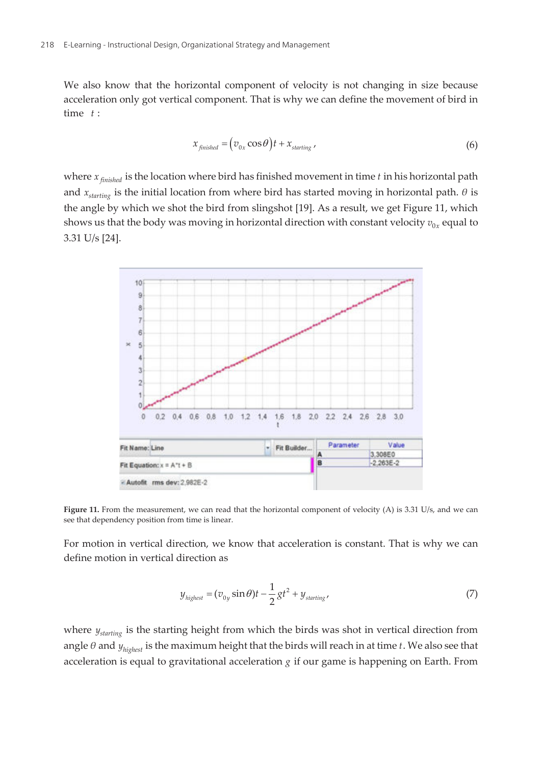We also know that the horizontal component of velocity is not changing in size because acceleration only got vertical component. That is why we can define the movement of bird in time $t$:

$$x_{finished} = \left(v_{0x}\cos\theta\right)t + x_{starting}, \tag{6}$$

where $x_{finished}$ is the location where bird has finished movement in time $t$ in his horizontal path and $x_{starting}$ is the initial location from where bird has started moving in horizontal path. $\theta$ is the angle by which we shot the bird from slingshot [19]. As a result, we get Figure 11, which shows us that the body was moving in horizontal direction with constant velocity $v_{0x}$ equal to 3.31 U/s [24].

**Figure 11.** From the measurement, we can read that the horizontal component of velocity (A) is 3.31 U/s, and we can see that dependency position from time is linear.

For motion in vertical direction, we know that acceleration is constant. That is why we can define motion in vertical direction as

$$y_{highest} = (v_{0y}\sin\theta)t - \frac{1}{2}gt^2 + y_{starting}, \tag{7}$$

where $y_{starting}$ is the starting height from which the birds was shot in vertical direction from angle $\theta$ and $y_{highest}$ is the maximum height that the birds will reach in at time $t$. We also see that acceleration is equal to gravitational acceleration $g$ if our game is happening on Earth. From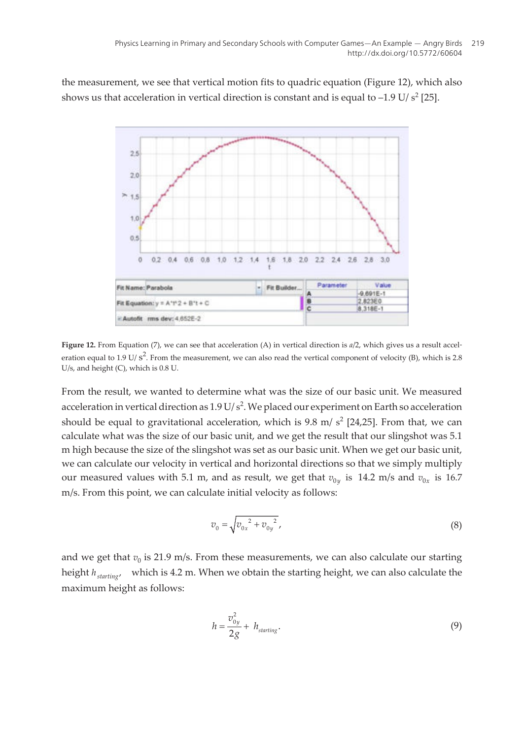the measurement, we see that vertical motion fits to quadric equation (Figure 12), which also shows us that acceleration in vertical direction is constant and is equal to –1.9 U/ s$^2$ [25].

**Figure 12.** From Equation (7), we can see that acceleration (A) in vertical direction is $a/2$, which gives us a result acceleration equal to 1.9 U/ s$^2$. From the measurement, we can also read the vertical component of velocity (B), which is 2.8 U/s, and height (C), which is 0.8 U.

From the result, we wanted to determine what was the size of our basic unit. We measured acceleration in vertical direction as 1.9 U/ s$^2$. We placed our experiment on Earth so acceleration should be equal to gravitational acceleration, which is 9.8 m/ s$^2$ [24,25]. From that, we can calculate what was the size of our basic unit, and we get the result that our slingshot was 5.1 m high because the size of the slingshot was set as our basic unit. When we get our basic unit, we can calculate our velocity in vertical and horizontal directions so that we simply multiply our measured values with 5.1 m, and as result, we get that $v_{0y}$ is 14.2 m/s and $v_{0x}$ is 16.7 m/s. From this point, we can calculate initial velocity as follows:

$$v_0 = \sqrt{{v_{0x}}^2 + {v_{0y}}^2}, \tag{8}$$

and we get that $v_0$ is 21.9 m/s. From these measurements, we can also calculate our starting height $h_{starting}$, which is 4.2 m. When we obtain the starting height, we can also calculate the maximum height as follows:

$$h = \frac{v_{0y}^2}{2g} + h_{starting}. \tag{9}$$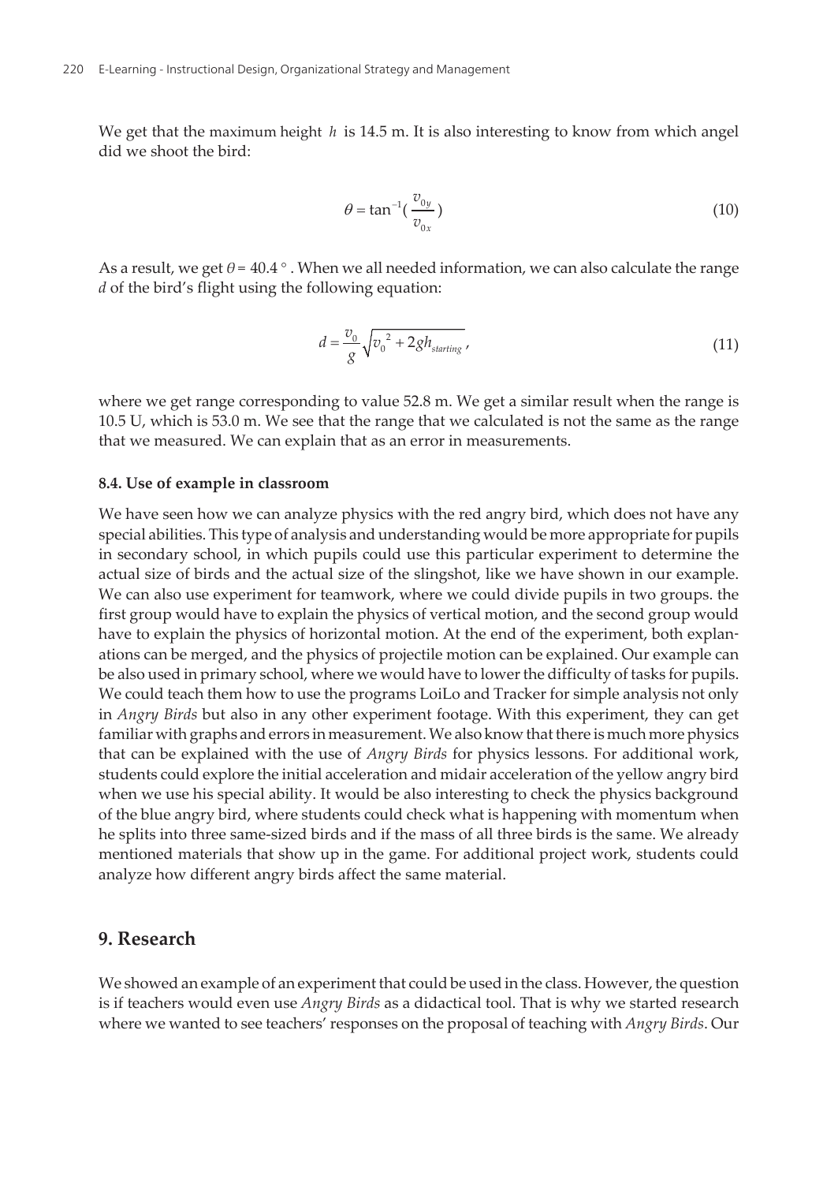We get that the maximum height $h$ is 14.5 m. It is also interesting to know from which angel did we shoot the bird:

$$\theta = \tan^{-1}(\frac{v_{0y}}{v_{0x}}) \tag{10}$$

As a result, we get $\theta = 40.4°$. When we all needed information, we can also calculate the range $d$ of the bird's flight using the following equation:

$$d = \frac{v_0}{g}\sqrt{{v_0}^2 + 2gh_{starting}}, \tag{11}$$

where we get range corresponding to value 52.8 m. We get a similar result when the range is 10.5 U, which is 53.0 m. We see that the range that we calculated is not the same as the range that we measured. We can explain that as an error in measurements.

### 8.4. Use of example in classroom

We have seen how we can analyze physics with the red angry bird, which does not have any special abilities. This type of analysis and understanding would be more appropriate for pupils in secondary school, in which pupils could use this particular experiment to determine the actual size of birds and the actual size of the slingshot, like we have shown in our example. We can also use experiment for teamwork, where we could divide pupils in two groups. the first group would have to explain the physics of vertical motion, and the second group would have to explain the physics of horizontal motion. At the end of the experiment, both explanations can be merged, and the physics of projectile motion can be explained. Our example can be also used in primary school, where we would have to lower the difficulty of tasks for pupils. We could teach them how to use the programs LoiLo and Tracker for simple analysis not only in *Angry Birds* but also in any other experiment footage. With this experiment, they can get familiar with graphs and errors in measurement. We also know that there is much more physics that can be explained with the use of *Angry Birds* for physics lessons. For additional work, students could explore the initial acceleration and midair acceleration of the yellow angry bird when we use his special ability. It would be also interesting to check the physics background of the blue angry bird, where students could check what is happening with momentum when he splits into three same-sized birds and if the mass of all three birds is the same. We already mentioned materials that show up in the game. For additional project work, students could analyze how different angry birds affect the same material.

## 9. Research

We showed an example of an experiment that could be used in the class. However, the question is if teachers would even use *Angry Birds* as a didactical tool. That is why we started research where we wanted to see teachers' responses on the proposal of teaching with *Angry Birds*. Our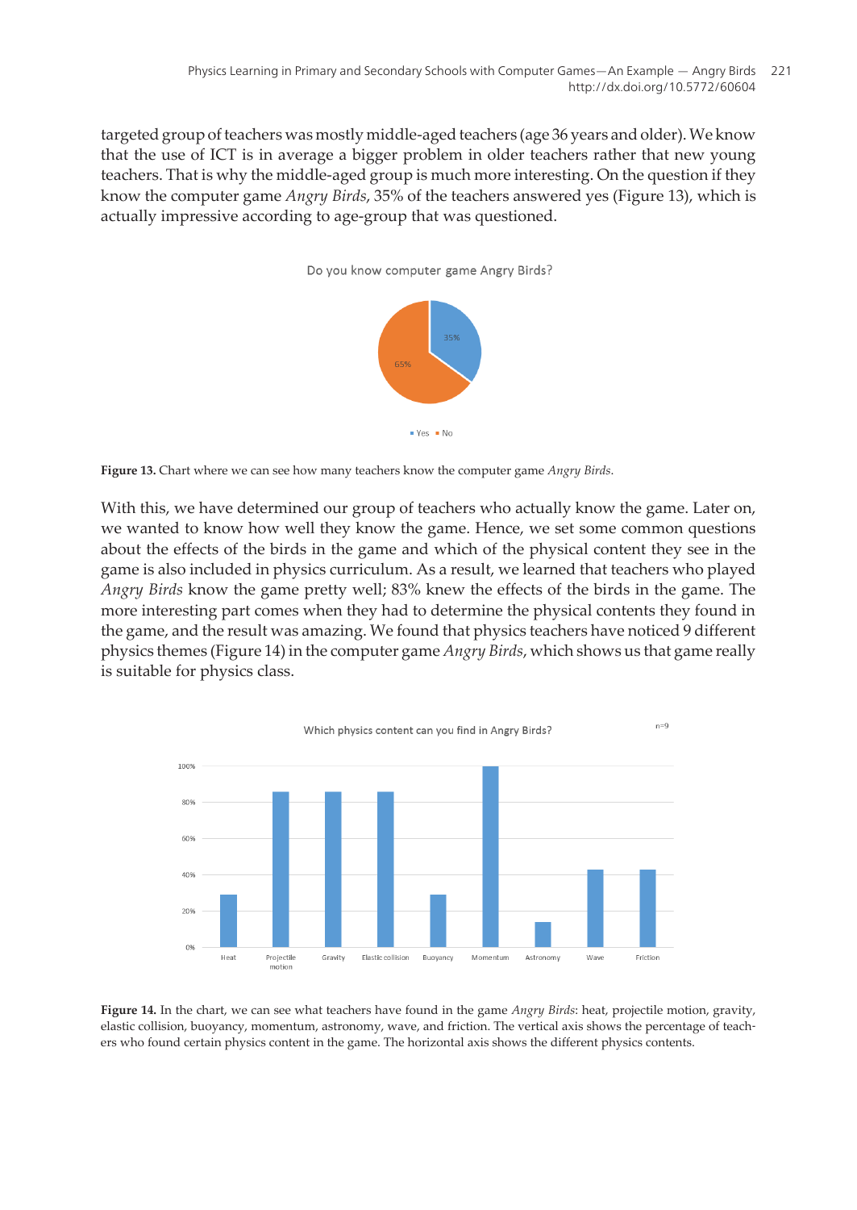targeted group of teachers was mostly middle-aged teachers (age 36 years and older). We know that the use of ICT is in average a bigger problem in older teachers rather that new young teachers. That is why the middle-aged group is much more interesting. On the question if they know the computer game *Angry Birds*, 35% of the teachers answered yes (Figure 13), which is actually impressive according to age-group that was questioned.

**Figure 13.** Chart where we can see how many teachers know the computer game *Angry Birds*.

With this, we have determined our group of teachers who actually know the game. Later on, we wanted to know how well they know the game. Hence, we set some common questions about the effects of the birds in the game and which of the physical content they see in the game is also included in physics curriculum. As a result, we learned that teachers who played *Angry Birds* know the game pretty well; 83% knew the effects of the birds in the game. The more interesting part comes when they had to determine the physical contents they found in the game, and the result was amazing. We found that physics teachers have noticed 9 different physics themes (Figure 14) in the computer game *Angry Birds*, which shows us that game really is suitable for physics class.

**Figure 14.** In the chart, we can see what teachers have found in the game *Angry Birds*: heat, projectile motion, gravity, elastic collision, buoyancy, momentum, astronomy, wave, and friction. The vertical axis shows the percentage of teachers who found certain physics content in the game. The horizontal axis shows the different physics contents.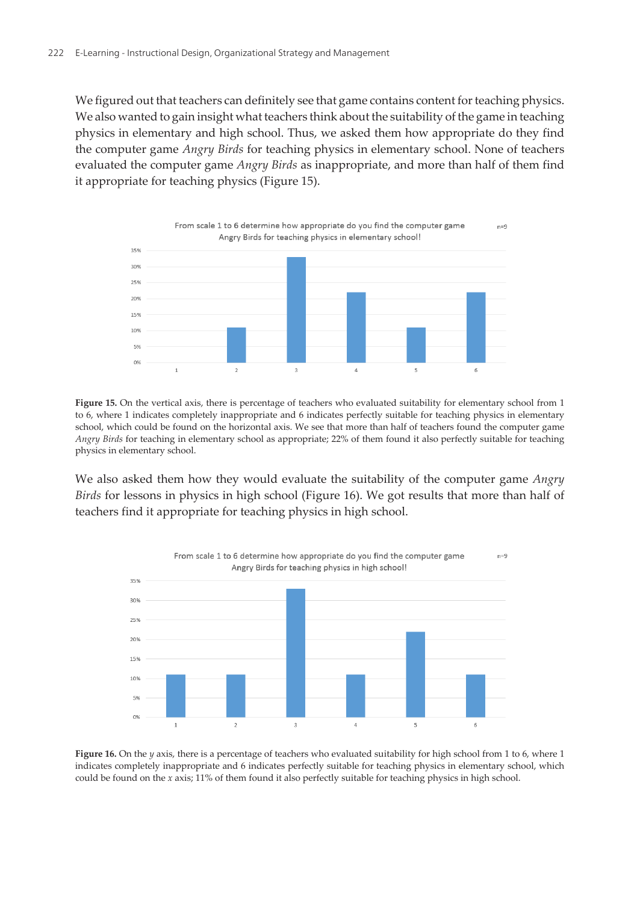We figured out that teachers can definitely see that game contains content for teaching physics. We also wanted to gain insight what teachers think about the suitability of the game in teaching physics in elementary and high school. Thus, we asked them how appropriate do they find the computer game *Angry Birds* for teaching physics in elementary school. None of teachers evaluated the computer game *Angry Birds* as inappropriate, and more than half of them find it appropriate for teaching physics (Figure 15).

**Figure 15.** On the vertical axis, there is percentage of teachers who evaluated suitability for elementary school from 1 to 6, where 1 indicates completely inappropriate and 6 indicates perfectly suitable for teaching physics in elementary school, which could be found on the horizontal axis. We see that more than half of teachers found the computer game *Angry Birds* for teaching in elementary school as appropriate; 22% of them found it also perfectly suitable for teaching physics in elementary school.

We also asked them how they would evaluate the suitability of the computer game *Angry Birds* for lessons in physics in high school (Figure 16). We got results that more than half of teachers find it appropriate for teaching physics in high school.

**Figure 16.** On the *y* axis, there is a percentage of teachers who evaluated suitability for high school from 1 to 6, where 1 indicates completely inappropriate and 6 indicates perfectly suitable for teaching physics in elementary school, which could be found on the *x* axis; 11% of them found it also perfectly suitable for teaching physics in high school.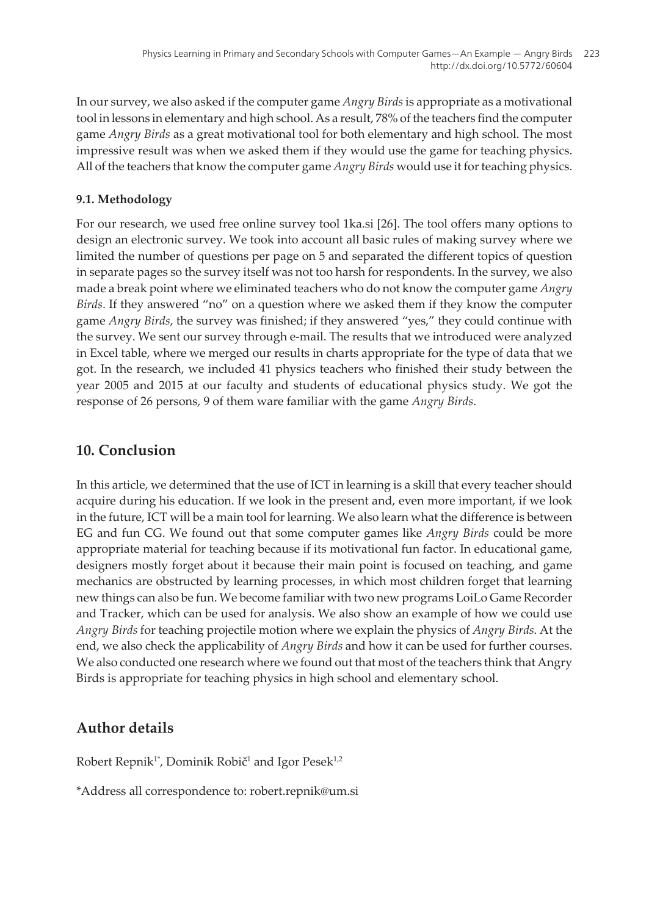In our survey, we also asked if the computer game *Angry Birds* is appropriate as a motivational tool in lessons in elementary and high school. As a result, 78% of the teachers find the computer game *Angry Birds* as a great motivational tool for both elementary and high school. The most impressive result was when we asked them if they would use the game for teaching physics. All of the teachers that know the computer game *Angry Birds* would use it for teaching physics.

### 9.1. Methodology

For our research, we used free online survey tool 1ka.si [26]. The tool offers many options to design an electronic survey. We took into account all basic rules of making survey where we limited the number of questions per page on 5 and separated the different topics of question in separate pages so the survey itself was not too harsh for respondents. In the survey, we also made a break point where we eliminated teachers who do not know the computer game *Angry Birds*. If they answered "no" on a question where we asked them if they know the computer game *Angry Birds*, the survey was finished; if they answered "yes," they could continue with the survey. We sent our survey through e-mail. The results that we introduced were analyzed in Excel table, where we merged our results in charts appropriate for the type of data that we got. In the research, we included 41 physics teachers who finished their study between the year 2005 and 2015 at our faculty and students of educational physics study. We got the response of 26 persons, 9 of them ware familiar with the game *Angry Birds*.

## 10. Conclusion

In this article, we determined that the use of ICT in learning is a skill that every teacher should acquire during his education. If we look in the present and, even more important, if we look in the future, ICT will be a main tool for learning. We also learn what the difference is between EG and fun CG. We found out that some computer games like *Angry Birds* could be more appropriate material for teaching because if its motivational fun factor. In educational game, designers mostly forget about it because their main point is focused on teaching, and game mechanics are obstructed by learning processes, in which most children forget that learning new things can also be fun. We become familiar with two new programs LoiLo Game Recorder and Tracker, which can be used for analysis. We also show an example of how we could use *Angry Birds* for teaching projectile motion where we explain the physics of *Angry Birds*. At the end, we also check the applicability of *Angry Birds* and how it can be used for further courses. We also conducted one research where we found out that most of the teachers think that Angry Birds is appropriate for teaching physics in high school and elementary school.

## Author details

Robert Repnik[1*], Dominik Robič[1] and Igor Pesek[1,2]

*Address all correspondence to: robert.repnik@um.si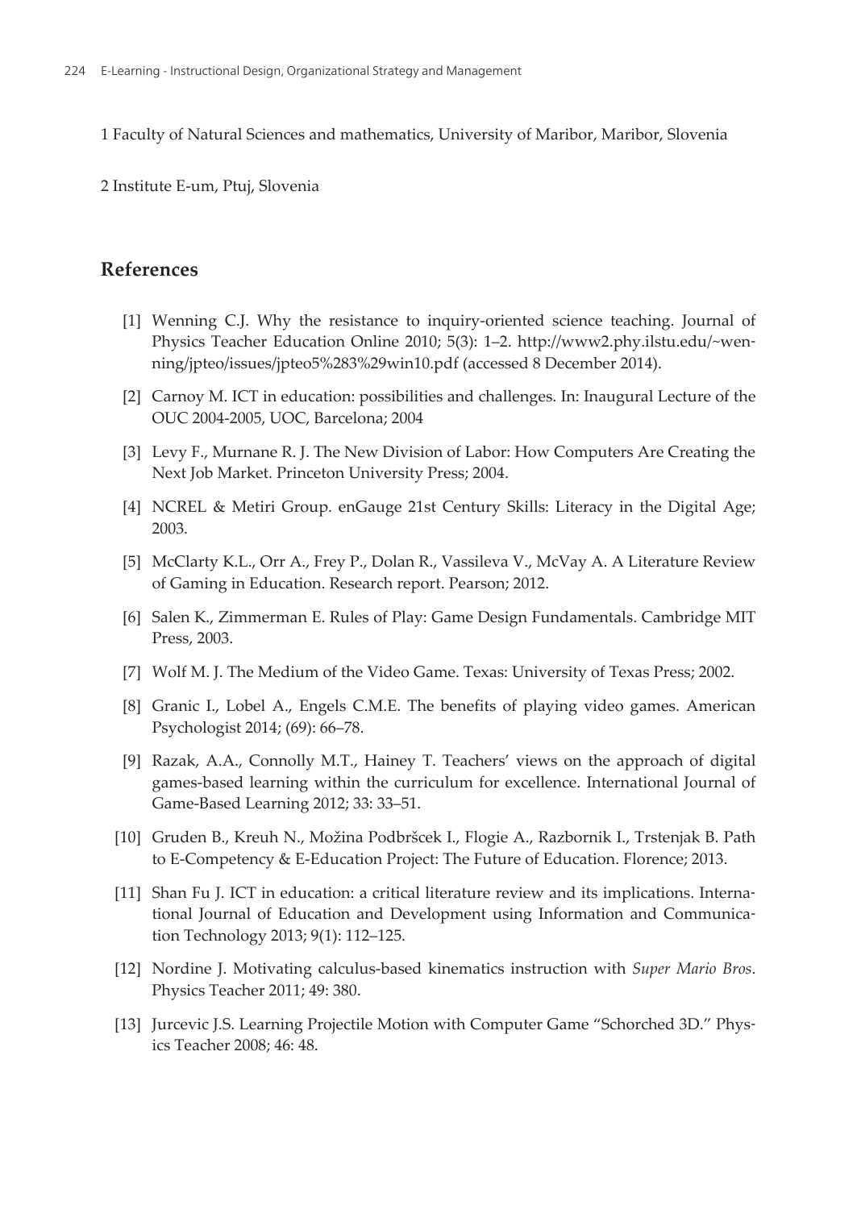1 Faculty of Natural Sciences and mathematics, University of Maribor, Maribor, Slovenia

2 Institute E-um, Ptuj, Slovenia

## References

[1] Wenning C.J. Why the resistance to inquiry-oriented science teaching. Journal of Physics Teacher Education Online 2010; 5(3): 1–2. http://www2.phy.ilstu.edu/~wenning/jpteo/issues/jpteo5%283%29win10.pdf (accessed 8 December 2014).

[2] Carnoy M. ICT in education: possibilities and challenges. In: Inaugural Lecture of the OUC 2004-2005, UOC, Barcelona; 2004

[3] Levy F., Murnane R. J. The New Division of Labor: How Computers Are Creating the Next Job Market. Princeton University Press; 2004.

[4] NCREL & Metiri Group. enGauge 21st Century Skills: Literacy in the Digital Age; 2003.

[5] McClarty K.L., Orr A., Frey P., Dolan R., Vassileva V., McVay A. A Literature Review of Gaming in Education. Research report. Pearson; 2012.

[6] Salen K., Zimmerman E. Rules of Play: Game Design Fundamentals. Cambridge MIT Press, 2003.

[7] Wolf M. J. The Medium of the Video Game. Texas: University of Texas Press; 2002.

[8] Granic I., Lobel A., Engels C.M.E. The benefits of playing video games. American Psychologist 2014; (69): 66–78.

[9] Razak, A.A., Connolly M.T., Hainey T. Teachers' views on the approach of digital games-based learning within the curriculum for excellence. International Journal of Game-Based Learning 2012; 33: 33–51.

[10] Gruden B., Kreuh N., Možina Podbršcek I., Flogie A., Razbornik I., Trstenjak B. Path to E-Competency & E-Education Project: The Future of Education. Florence; 2013.

[11] Shan Fu J. ICT in education: a critical literature review and its implications. International Journal of Education and Development using Information and Communication Technology 2013; 9(1): 112–125.

[12] Nordine J. Motivating calculus-based kinematics instruction with *Super Mario Bros*. Physics Teacher 2011; 49: 380.

[13] Jurcevic J.S. Learning Projectile Motion with Computer Game "Schorched 3D." Physics Teacher 2008; 46: 48.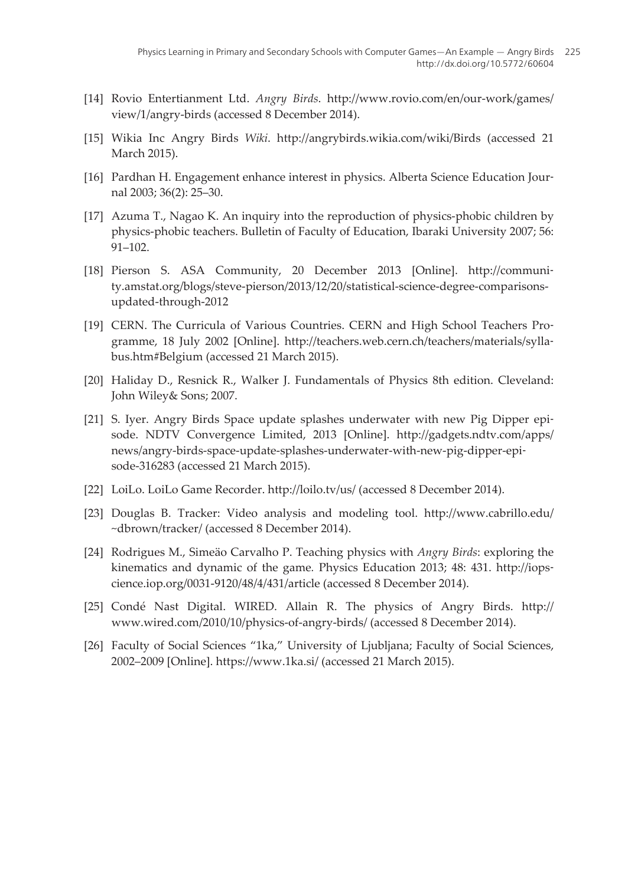[14] Rovio Entertianment Ltd. *Angry Birds*. http://www.rovio.com/en/our-work/games/view/1/angry-birds (accessed 8 December 2014).

[15] Wikia Inc Angry Birds *Wiki*. http://angrybirds.wikia.com/wiki/Birds (accessed 21 March 2015).

[16] Pardhan H. Engagement enhance interest in physics. Alberta Science Education Journal 2003; 36(2): 25–30.

[17] Azuma T., Nagao K. An inquiry into the reproduction of physics-phobic children by physics-phobic teachers. Bulletin of Faculty of Education, Ibaraki University 2007; 56: 91–102.

[18] Pierson S. ASA Community, 20 December 2013 [Online]. http://community.amstat.org/blogs/steve-pierson/2013/12/20/statistical-science-degree-comparisons-updated-through-2012

[19] CERN. The Curricula of Various Countries. CERN and High School Teachers Programme, 18 July 2002 [Online]. http://teachers.web.cern.ch/teachers/materials/syllabus.htm#Belgium (accessed 21 March 2015).

[20] Haliday D., Resnick R., Walker J. Fundamentals of Physics 8th edition. Cleveland: John Wiley& Sons; 2007.

[21] S. Iyer. Angry Birds Space update splashes underwater with new Pig Dipper episode. NDTV Convergence Limited, 2013 [Online]. http://gadgets.ndtv.com/apps/news/angry-birds-space-update-splashes-underwater-with-new-pig-dipper-episode-316283 (accessed 21 March 2015).

[22] LoiLo. LoiLo Game Recorder. http://loilo.tv/us/ (accessed 8 December 2014).

[23] Douglas B. Tracker: Video analysis and modeling tool. http://www.cabrillo.edu/~dbrown/tracker/ (accessed 8 December 2014).

[24] Rodrigues M., Simeäo Carvalho P. Teaching physics with *Angry Birds*: exploring the kinematics and dynamic of the game. Physics Education 2013; 48: 431. http://iopscience.iop.org/0031-9120/48/4/431/article (accessed 8 December 2014).

[25] Condé Nast Digital. WIRED. Allain R. The physics of Angry Birds. http://www.wired.com/2010/10/physics-of-angry-birds/ (accessed 8 December 2014).

[26] Faculty of Social Sciences "1ka," University of Ljubljana; Faculty of Social Sciences, 2002–2009 [Online]. https://www.1ka.si/ (accessed 21 March 2015).